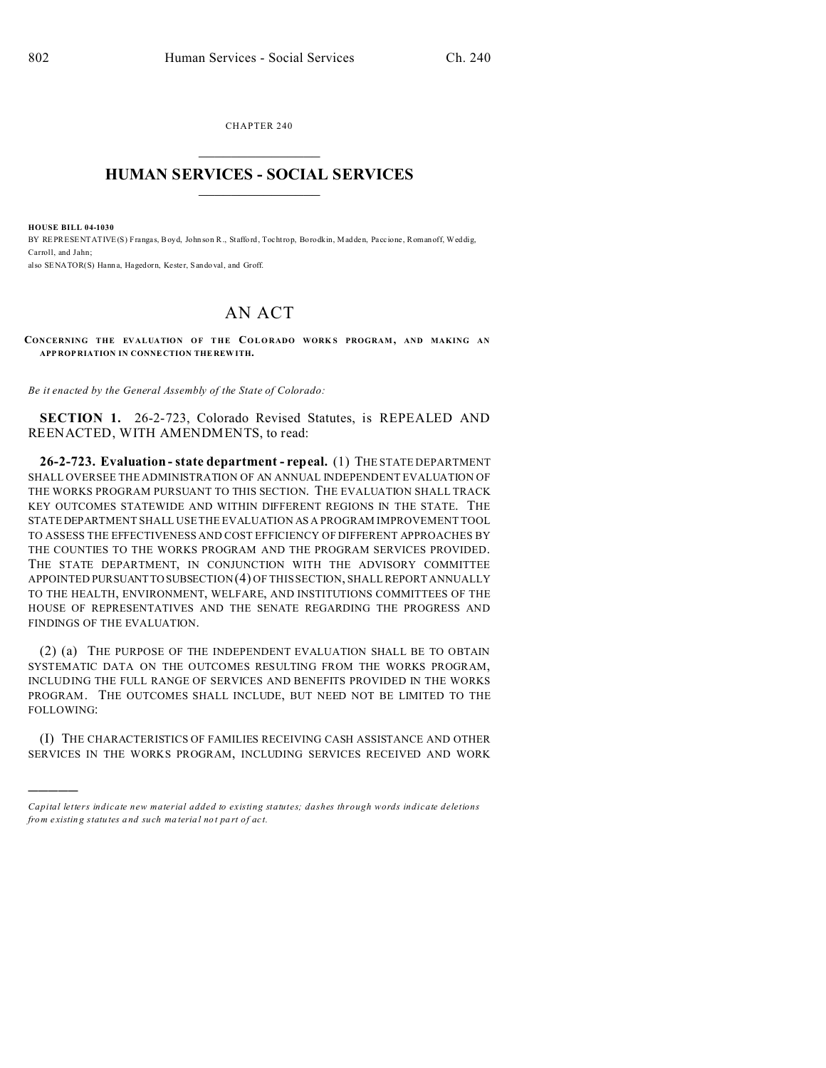CHAPTER 240

# HUMAN SERVICES - SOCIAL SERVICES

**HOUSE BILL 04-1030**

BY REPRESENTATIVE(S) Frangas, Boyd, Johnson R., Stafford, Tochtrop, Borodkin, Madden, Paccione, Romanoff, Weddig, Carroll, and Jahn;
also SENATOR(S) Hanna, Hagedorn, Kester, Sandoval, and Groff.

# AN ACT

**CONCERNING THE EVALUATION OF THE COLORADO WORKS PROGRAM, AND MAKING AN APPROPRIATION IN CONNECTION THEREWITH.**

*Be it enacted by the General Assembly of the State of Colorado:*

**SECTION 1.** 26-2-723, Colorado Revised Statutes, is REPEALED AND REENACTED, WITH AMENDMENTS, to read:

**26-2-723. Evaluation - state department - repeal.** (1) THE STATE DEPARTMENT SHALL OVERSEE THE ADMINISTRATION OF AN ANNUAL INDEPENDENT EVALUATION OF THE WORKS PROGRAM PURSUANT TO THIS SECTION. THE EVALUATION SHALL TRACK KEY OUTCOMES STATEWIDE AND WITHIN DIFFERENT REGIONS IN THE STATE. THE STATE DEPARTMENT SHALL USE THE EVALUATION AS A PROGRAM IMPROVEMENT TOOL TO ASSESS THE EFFECTIVENESS AND COST EFFICIENCY OF DIFFERENT APPROACHES BY THE COUNTIES TO THE WORKS PROGRAM AND THE PROGRAM SERVICES PROVIDED. THE STATE DEPARTMENT, IN CONJUNCTION WITH THE ADVISORY COMMITTEE APPOINTED PURSUANT TO SUBSECTION (4) OF THIS SECTION, SHALL REPORT ANNUALLY TO THE HEALTH, ENVIRONMENT, WELFARE, AND INSTITUTIONS COMMITTEES OF THE HOUSE OF REPRESENTATIVES AND THE SENATE REGARDING THE PROGRESS AND FINDINGS OF THE EVALUATION.

(2) (a) THE PURPOSE OF THE INDEPENDENT EVALUATION SHALL BE TO OBTAIN SYSTEMATIC DATA ON THE OUTCOMES RESULTING FROM THE WORKS PROGRAM, INCLUDING THE FULL RANGE OF SERVICES AND BENEFITS PROVIDED IN THE WORKS PROGRAM. THE OUTCOMES SHALL INCLUDE, BUT NEED NOT BE LIMITED TO THE FOLLOWING:

(I) THE CHARACTERISTICS OF FAMILIES RECEIVING CASH ASSISTANCE AND OTHER SERVICES IN THE WORKS PROGRAM, INCLUDING SERVICES RECEIVED AND WORK

---

*Capital letters indicate new material added to existing statutes; dashes through words indicate deletions from existing statutes and such material not part of act.*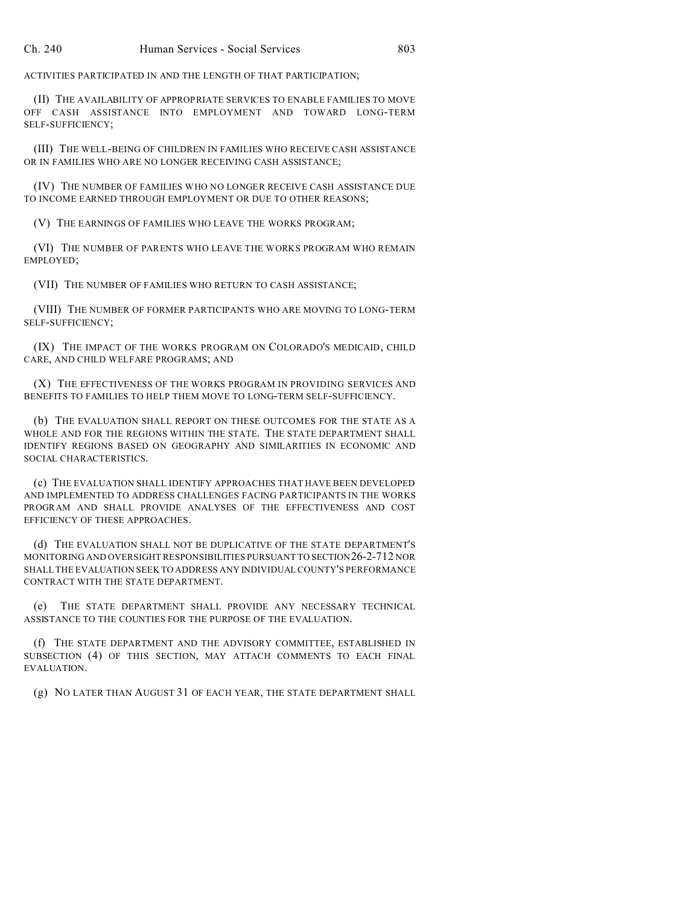ACTIVITIES PARTICIPATED IN AND THE LENGTH OF THAT PARTICIPATION;

(II) THE AVAILABILITY OF APPROPRIATE SERVICES TO ENABLE FAMILIES TO MOVE OFF CASH ASSISTANCE INTO EMPLOYMENT AND TOWARD LONG-TERM SELF-SUFFICIENCY;

(III) THE WELL-BEING OF CHILDREN IN FAMILIES WHO RECEIVE CASH ASSISTANCE OR IN FAMILIES WHO ARE NO LONGER RECEIVING CASH ASSISTANCE;

(IV) THE NUMBER OF FAMILIES WHO NO LONGER RECEIVE CASH ASSISTANCE DUE TO INCOME EARNED THROUGH EMPLOYMENT OR DUE TO OTHER REASONS;

(V) THE EARNINGS OF FAMILIES WHO LEAVE THE WORKS PROGRAM;

(VI) THE NUMBER OF PARENTS WHO LEAVE THE WORKS PROGRAM WHO REMAIN EMPLOYED;

(VII) THE NUMBER OF FAMILIES WHO RETURN TO CASH ASSISTANCE;

(VIII) THE NUMBER OF FORMER PARTICIPANTS WHO ARE MOVING TO LONG-TERM SELF-SUFFICIENCY;

(IX) THE IMPACT OF THE WORKS PROGRAM ON COLORADO'S MEDICAID, CHILD CARE, AND CHILD WELFARE PROGRAMS; AND

(X) THE EFFECTIVENESS OF THE WORKS PROGRAM IN PROVIDING SERVICES AND BENEFITS TO FAMILIES TO HELP THEM MOVE TO LONG-TERM SELF-SUFFICIENCY.

(b) THE EVALUATION SHALL REPORT ON THESE OUTCOMES FOR THE STATE AS A WHOLE AND FOR THE REGIONS WITHIN THE STATE. THE STATE DEPARTMENT SHALL IDENTIFY REGIONS BASED ON GEOGRAPHY AND SIMILARITIES IN ECONOMIC AND SOCIAL CHARACTERISTICS.

(c) THE EVALUATION SHALL IDENTIFY APPROACHES THAT HAVE BEEN DEVELOPED AND IMPLEMENTED TO ADDRESS CHALLENGES FACING PARTICIPANTS IN THE WORKS PROGRAM AND SHALL PROVIDE ANALYSES OF THE EFFECTIVENESS AND COST EFFICIENCY OF THESE APPROACHES.

(d) THE EVALUATION SHALL NOT BE DUPLICATIVE OF THE STATE DEPARTMENT'S MONITORING AND OVERSIGHT RESPONSIBILITIES PURSUANT TO SECTION 26-2-712 NOR SHALL THE EVALUATION SEEK TO ADDRESS ANY INDIVIDUAL COUNTY'S PERFORMANCE CONTRACT WITH THE STATE DEPARTMENT.

(e) THE STATE DEPARTMENT SHALL PROVIDE ANY NECESSARY TECHNICAL ASSISTANCE TO THE COUNTIES FOR THE PURPOSE OF THE EVALUATION.

(f) THE STATE DEPARTMENT AND THE ADVISORY COMMITTEE, ESTABLISHED IN SUBSECTION (4) OF THIS SECTION, MAY ATTACH COMMENTS TO EACH FINAL EVALUATION.

(g) NO LATER THAN AUGUST 31 OF EACH YEAR, THE STATE DEPARTMENT SHALL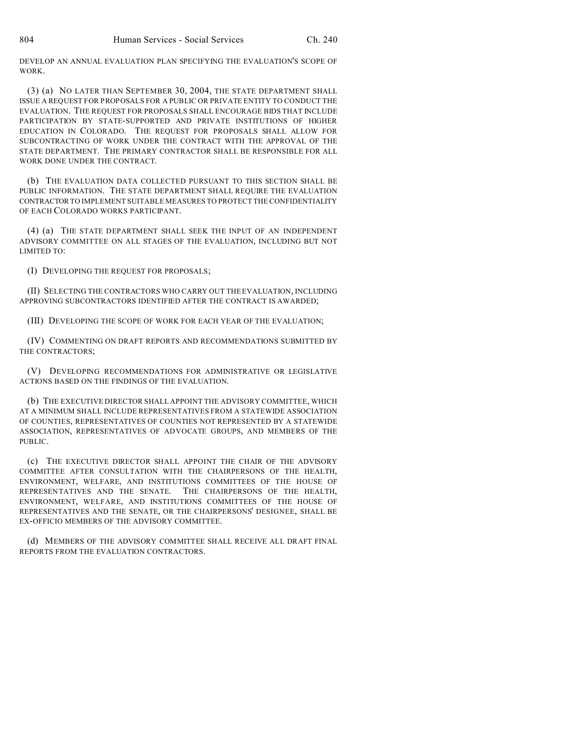DEVELOP AN ANNUAL EVALUATION PLAN SPECIFYING THE EVALUATION'S SCOPE OF WORK.

(3) (a) NO LATER THAN SEPTEMBER 30, 2004, THE STATE DEPARTMENT SHALL ISSUE A REQUEST FOR PROPOSALS FOR A PUBLIC OR PRIVATE ENTITY TO CONDUCT THE EVALUATION. THE REQUEST FOR PROPOSALS SHALL ENCOURAGE BIDS THAT INCLUDE PARTICIPATION BY STATE-SUPPORTED AND PRIVATE INSTITUTIONS OF HIGHER EDUCATION IN COLORADO. THE REQUEST FOR PROPOSALS SHALL ALLOW FOR SUBCONTRACTING OF WORK UNDER THE CONTRACT WITH THE APPROVAL OF THE STATE DEPARTMENT. THE PRIMARY CONTRACTOR SHALL BE RESPONSIBLE FOR ALL WORK DONE UNDER THE CONTRACT.

(b) THE EVALUATION DATA COLLECTED PURSUANT TO THIS SECTION SHALL BE PUBLIC INFORMATION. THE STATE DEPARTMENT SHALL REQUIRE THE EVALUATION CONTRACTOR TO IMPLEMENT SUITABLE MEASURES TO PROTECT THE CONFIDENTIALITY OF EACH COLORADO WORKS PARTICIPANT.

(4) (a) THE STATE DEPARTMENT SHALL SEEK THE INPUT OF AN INDEPENDENT ADVISORY COMMITTEE ON ALL STAGES OF THE EVALUATION, INCLUDING BUT NOT LIMITED TO:

(I) DEVELOPING THE REQUEST FOR PROPOSALS;

(II) SELECTING THE CONTRACTORS WHO CARRY OUT THE EVALUATION, INCLUDING APPROVING SUBCONTRACTORS IDENTIFIED AFTER THE CONTRACT IS AWARDED;

(III) DEVELOPING THE SCOPE OF WORK FOR EACH YEAR OF THE EVALUATION;

(IV) COMMENTING ON DRAFT REPORTS AND RECOMMENDATIONS SUBMITTED BY THE CONTRACTORS;

(V) DEVELOPING RECOMMENDATIONS FOR ADMINISTRATIVE OR LEGISLATIVE ACTIONS BASED ON THE FINDINGS OF THE EVALUATION.

(b) THE EXECUTIVE DIRECTOR SHALL APPOINT THE ADVISORY COMMITTEE, WHICH AT A MINIMUM SHALL INCLUDE REPRESENTATIVES FROM A STATEWIDE ASSOCIATION OF COUNTIES, REPRESENTATIVES OF COUNTIES NOT REPRESENTED BY A STATEWIDE ASSOCIATION, REPRESENTATIVES OF ADVOCATE GROUPS, AND MEMBERS OF THE PUBLIC.

(c) THE EXECUTIVE DIRECTOR SHALL APPOINT THE CHAIR OF THE ADVISORY COMMITTEE AFTER CONSULTATION WITH THE CHAIRPERSONS OF THE HEALTH, ENVIRONMENT, WELFARE, AND INSTITUTIONS COMMITTEES OF THE HOUSE OF REPRESENTATIVES AND THE SENATE. THE CHAIRPERSONS OF THE HEALTH, ENVIRONMENT, WELFARE, AND INSTITUTIONS COMMITTEES OF THE HOUSE OF REPRESENTATIVES AND THE SENATE, OR THE CHAIRPERSONS' DESIGNEE, SHALL BE EX-OFFICIO MEMBERS OF THE ADVISORY COMMITTEE.

(d) MEMBERS OF THE ADVISORY COMMITTEE SHALL RECEIVE ALL DRAFT FINAL REPORTS FROM THE EVALUATION CONTRACTORS.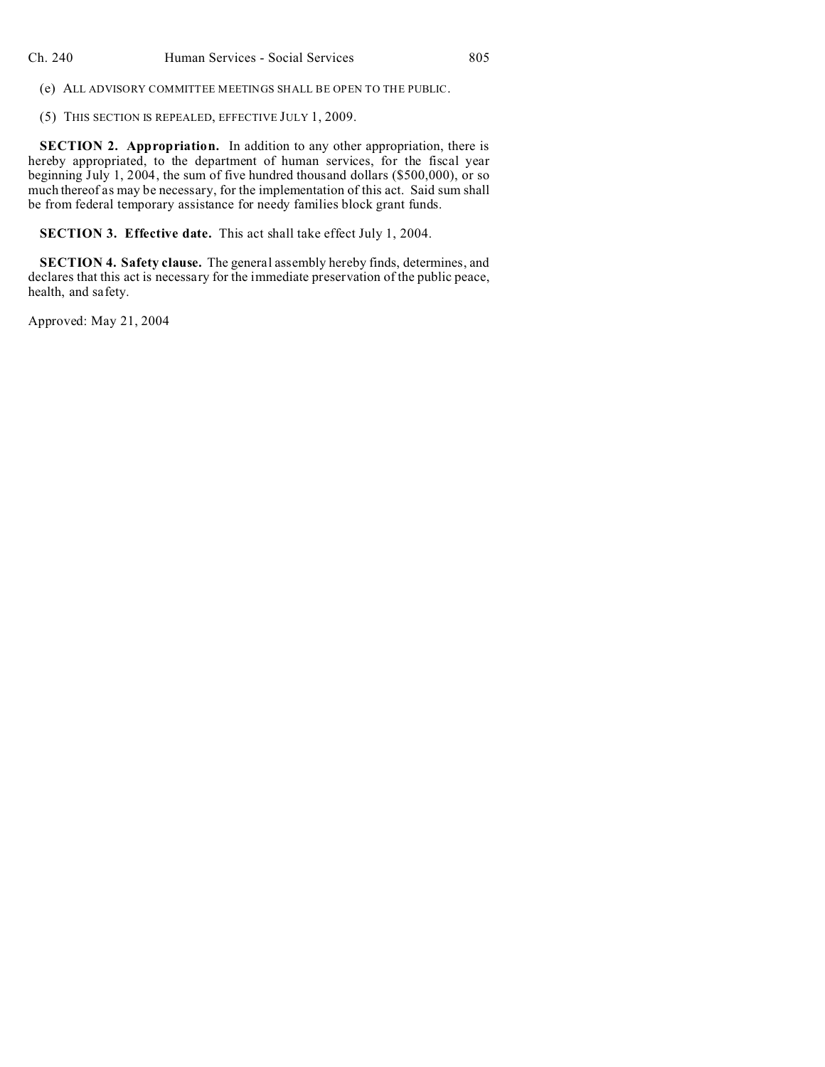(e) ALL ADVISORY COMMITTEE MEETINGS SHALL BE OPEN TO THE PUBLIC.

(5) THIS SECTION IS REPEALED, EFFECTIVE JULY 1, 2009.

**SECTION 2. Appropriation.** In addition to any other appropriation, there is hereby appropriated, to the department of human services, for the fiscal year beginning July 1, 2004, the sum of five hundred thousand dollars ($500,000), or so much thereof as may be necessary, for the implementation of this act. Said sum shall be from federal temporary assistance for needy families block grant funds.

**SECTION 3. Effective date.** This act shall take effect July 1, 2004.

**SECTION 4. Safety clause.** The general assembly hereby finds, determines, and declares that this act is necessary for the immediate preservation of the public peace, health, and safety.

Approved: May 21, 2004